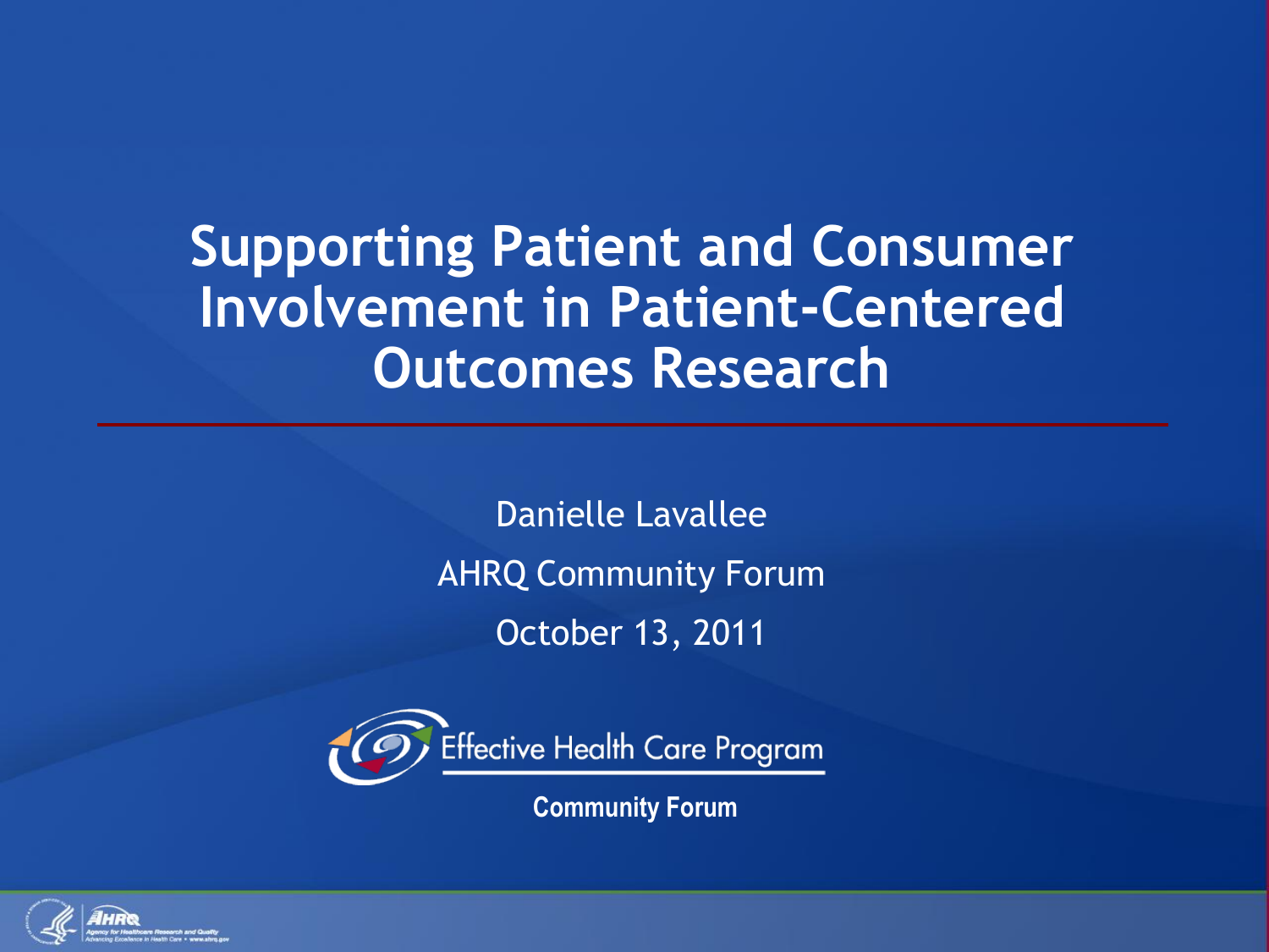# Supporting Patient and Consumer Involvement in Patient-Centered Outcomes Research

Danielle Lavallee

AHRQ Community Forum

October 13, 2011

Effective Health Care Program

**Community Forum**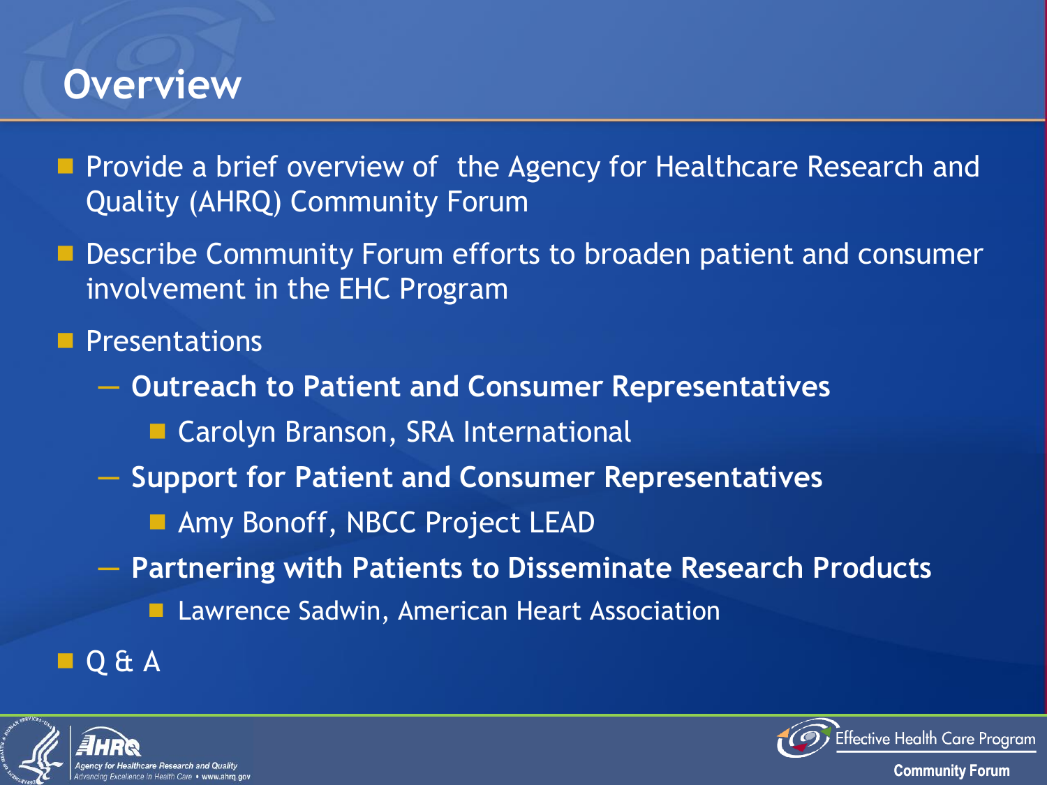# Overview

- Provide a brief overview of the Agency for Healthcare Research and Quality (AHRQ) Community Forum
- Describe Community Forum efforts to broaden patient and consumer involvement in the EHC Program
- Presentations
  - **Outreach to Patient and Consumer Representatives**
    - Carolyn Branson, SRA International
  - **Support for Patient and Consumer Representatives**
    - Amy Bonoff, NBCC Project LEAD
  - **Partnering with Patients to Disseminate Research Products**
    - Lawrence Sadwin, American Heart Association
- Q & A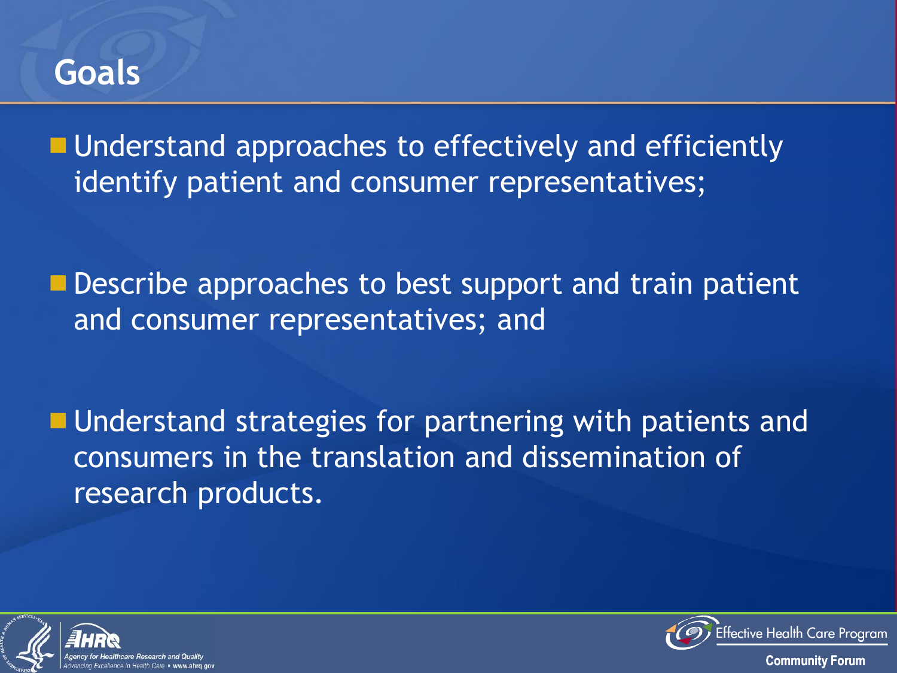# Goals

- Understand approaches to effectively and efficiently identify patient and consumer representatives;
- Describe approaches to best support and train patient and consumer representatives; and
- Understand strategies for partnering with patients and consumers in the translation and dissemination of research products.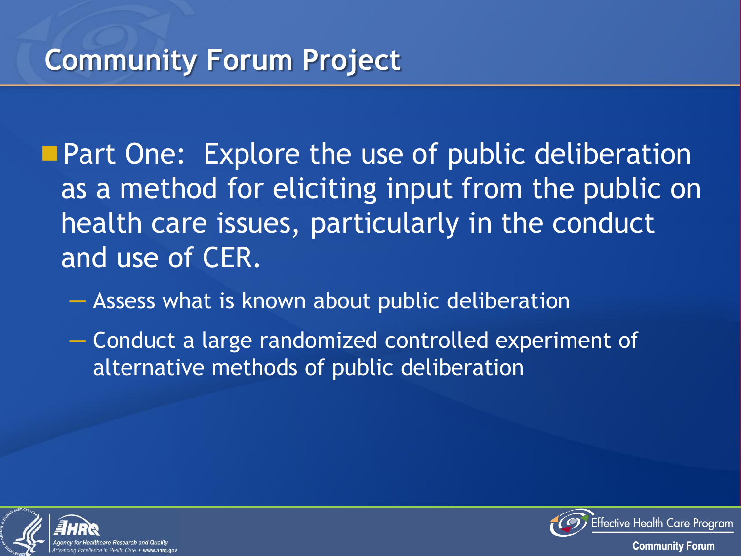# Community Forum Project

- Part One: Explore the use of public deliberation as a method for eliciting input from the public on health care issues, particularly in the conduct and use of CER.
  - Assess what is known about public deliberation
  - Conduct a large randomized controlled experiment of alternative methods of public deliberation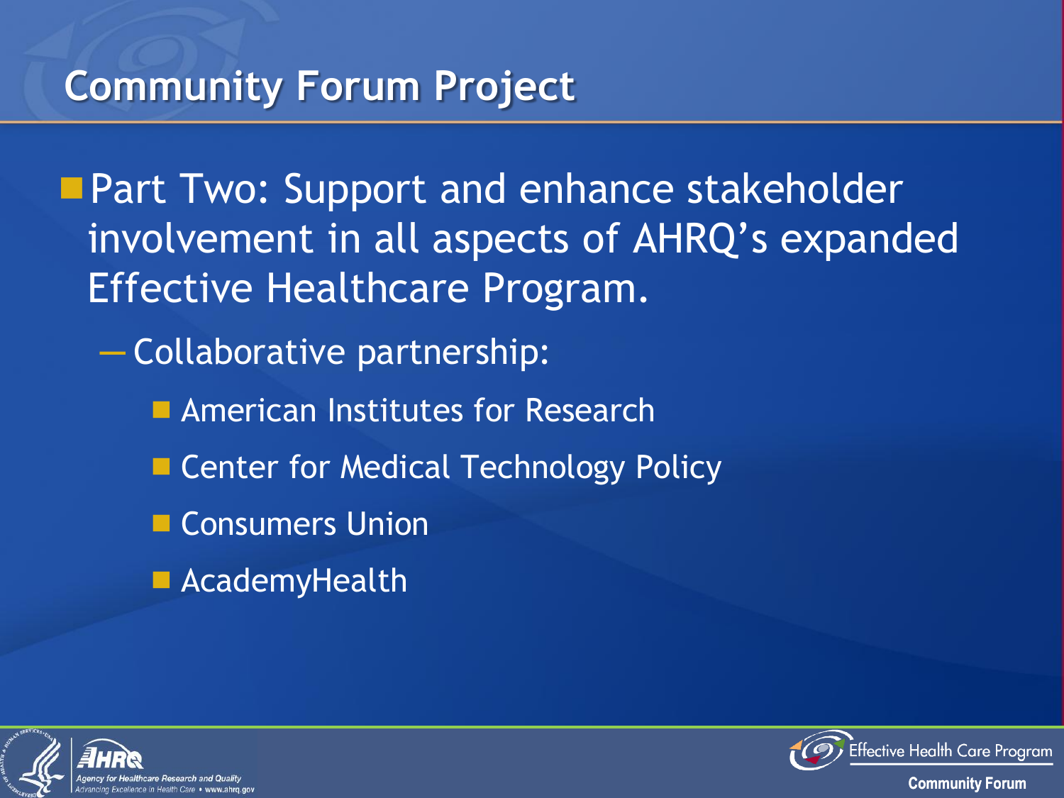# Community Forum Project

- Part Two: Support and enhance stakeholder involvement in all aspects of AHRQ's expanded Effective Healthcare Program.
  - Collaborative partnership:
    - American Institutes for Research
    - Center for Medical Technology Policy
    - Consumers Union
    - AcademyHealth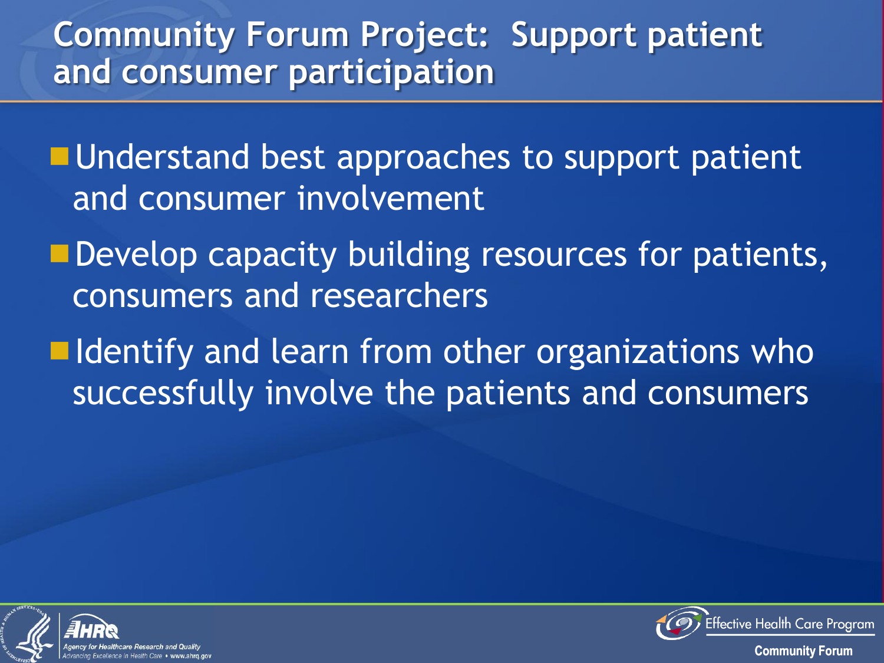# Community Forum Project: Support patient and consumer participation

- Understand best approaches to support patient and consumer involvement
- Develop capacity building resources for patients, consumers and researchers
- Identify and learn from other organizations who successfully involve the patients and consumers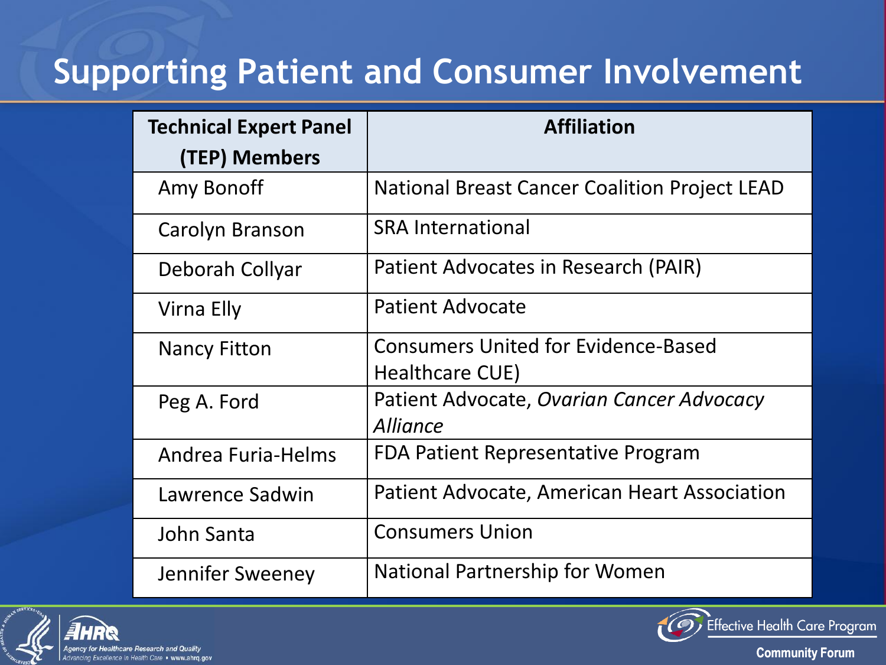# Supporting Patient and Consumer Involvement

| Technical Expert Panel (TEP) Members | Affiliation |
|---|---|
| Amy Bonoff | National Breast Cancer Coalition Project LEAD |
| Carolyn Branson | SRA International |
| Deborah Collyar | Patient Advocates in Research (PAIR) |
| Virna Elly | Patient Advocate |
| Nancy Fitton | Consumers United for Evidence-Based Healthcare CUE) |
| Peg A. Ford | Patient Advocate, *Ovarian Cancer Advocacy Alliance* |
| Andrea Furia-Helms | FDA Patient Representative Program |
| Lawrence Sadwin | Patient Advocate, American Heart Association |
| John Santa | Consumers Union |
| Jennifer Sweeney | National Partnership for Women |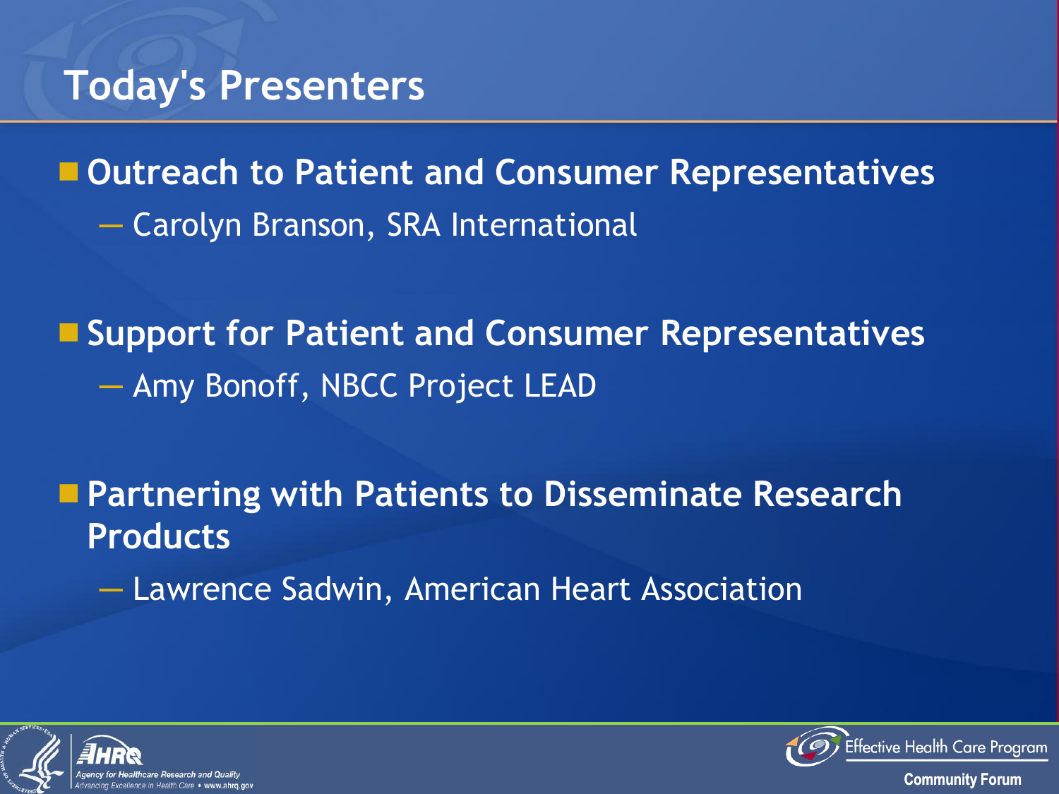# Today's Presenters

- **Outreach to Patient and Consumer Representatives**
  - Carolyn Branson, SRA International
- **Support for Patient and Consumer Representatives**
  - Amy Bonoff, NBCC Project LEAD
- **Partnering with Patients to Disseminate Research Products**
  - Lawrence Sadwin, American Heart Association